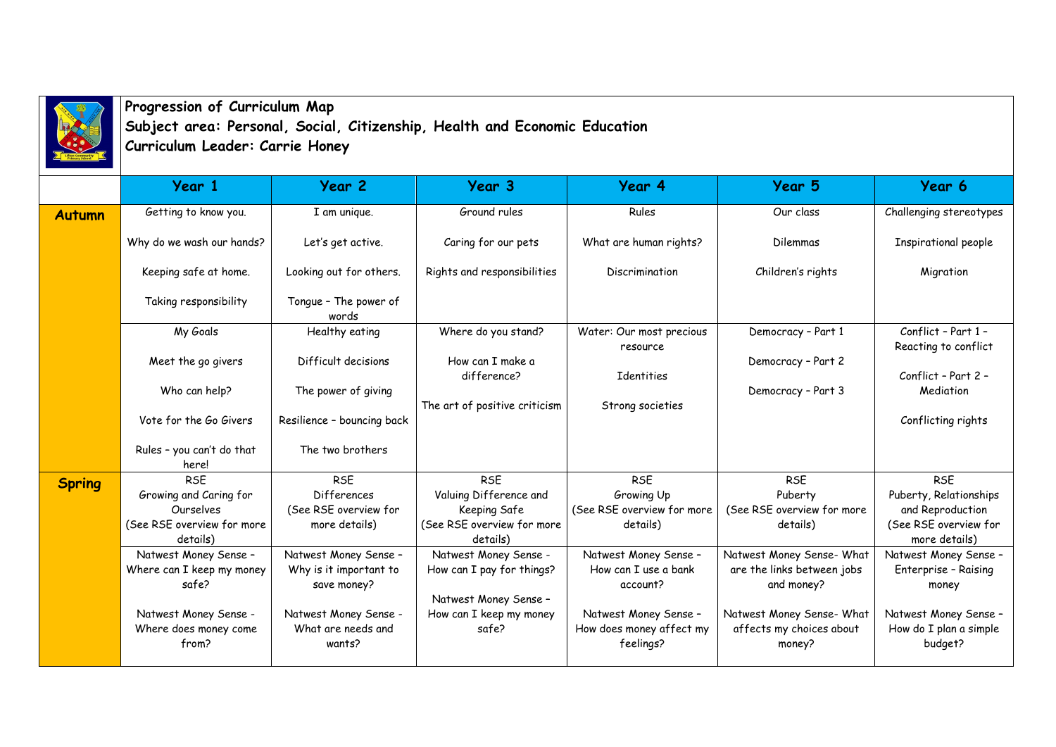**Progression of Curriculum Map**
**Subject area: Personal, Social, Citizenship, Health and Economic Education**
**Curriculum Leader: Carrie Honey**

| | Year 1 | Year 2 | Year 3 | Year 4 | Year 5 | Year 6 |
|---|---|---|---|---|---|---|
| **Autumn** | Getting to know you.<br><br>Why do we wash our hands?<br><br>Keeping safe at home.<br><br>Taking responsibility | I am unique.<br><br>Let's get active.<br><br>Looking out for others.<br><br>Tongue – The power of words | Ground rules<br><br>Caring for our pets<br><br>Rights and responsibilities | Rules<br><br>What are human rights?<br><br>Discrimination | Our class<br><br>Dilemmas<br><br>Children's rights | Challenging stereotypes<br><br>Inspirational people<br><br>Migration |
| | My Goals<br><br>Meet the go givers<br><br>Who can help?<br><br>Vote for the Go Givers<br><br>Rules – you can't do that here! | Healthy eating<br><br>Difficult decisions<br><br>The power of giving<br><br>Resilience – bouncing back<br><br>The two brothers | Where do you stand?<br><br>How can I make a difference?<br><br>The art of positive criticism | Water: Our most precious resource<br><br>Identities<br><br>Strong societies | Democracy – Part 1<br><br>Democracy – Part 2<br><br>Democracy – Part 3 | Conflict – Part 1 – Reacting to conflict<br><br>Conflict – Part 2 – Mediation<br><br>Conflicting rights |
| **Spring** | RSE<br>Growing and Caring for Ourselves<br>(See RSE overview for more details) | RSE<br>Differences<br>(See RSE overview for more details) | RSE<br>Valuing Difference and Keeping Safe<br>(See RSE overview for more details) | RSE<br>Growing Up<br>(See RSE overview for more details) | RSE<br>Puberty<br>(See RSE overview for more details) | RSE<br>Puberty, Relationships and Reproduction<br>(See RSE overview for more details) |
| | Natwest Money Sense – Where can I keep my money safe?<br><br>Natwest Money Sense - Where does money come from? | Natwest Money Sense – Why is it important to save money?<br><br>Natwest Money Sense - What are needs and wants? | Natwest Money Sense - How can I pay for things?<br><br>Natwest Money Sense – How can I keep my money safe? | Natwest Money Sense – How can I use a bank account?<br><br>Natwest Money Sense – How does money affect my feelings? | Natwest Money Sense- What are the links between jobs and money?<br><br>Natwest Money Sense- What affects my choices about money? | Natwest Money Sense – Enterprise – Raising money<br><br>Natwest Money Sense – How do I plan a simple budget? |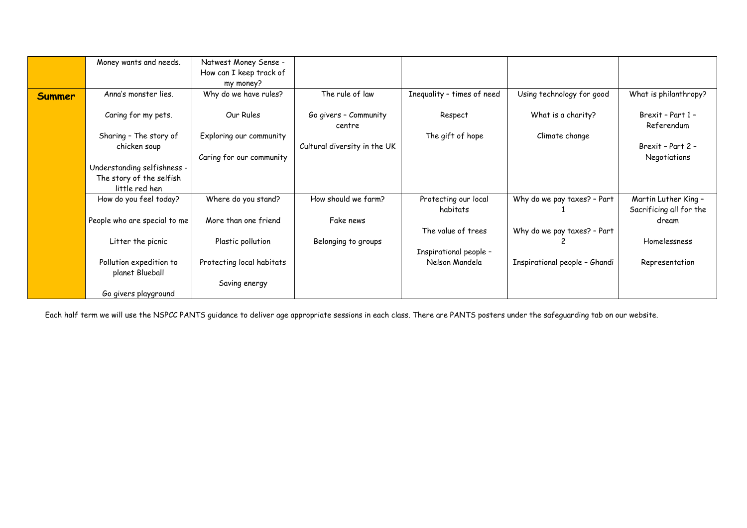| | | | | | | |
|---|---|---|---|---|---|---|
| | Money wants and needs. | Natwest Money Sense - How can I keep track of my money? | | | | |
| **Summer** | Anna's monster lies.<br><br>Caring for my pets.<br><br>Sharing – The story of chicken soup<br><br>Understanding selfishness - The story of the selfish little red hen | Why do we have rules?<br><br>Our Rules<br><br>Exploring our community<br><br>Caring for our community | The rule of law<br><br>Go givers – Community centre<br><br>Cultural diversity in the UK | Inequality – times of need<br><br>Respect<br><br>The gift of hope | Using technology for good<br><br>What is a charity?<br><br>Climate change | What is philanthropy?<br><br>Brexit – Part 1 – Referendum<br><br>Brexit – Part 2 – Negotiations |
| | How do you feel today?<br><br>People who are special to me<br><br>Litter the picnic<br><br>Pollution expedition to planet Blueball<br><br>Go givers playground | Where do you stand?<br><br>More than one friend<br><br>Plastic pollution<br><br>Protecting local habitats<br><br>Saving energy | How should we farm?<br><br>Fake news<br><br>Belonging to groups | Protecting our local habitats<br><br>The value of trees<br><br>Inspirational people – Nelson Mandela | Why do we pay taxes? – Part 1<br><br>Why do we pay taxes? – Part 2<br><br>Inspirational people – Ghandi | Martin Luther King – Sacrificing all for the dream<br><br>Homelessness<br><br>Representation |

Each half term we will use the NSPCC PANTS guidance to deliver age appropriate sessions in each class. There are PANTS posters under the safeguarding tab on our website.